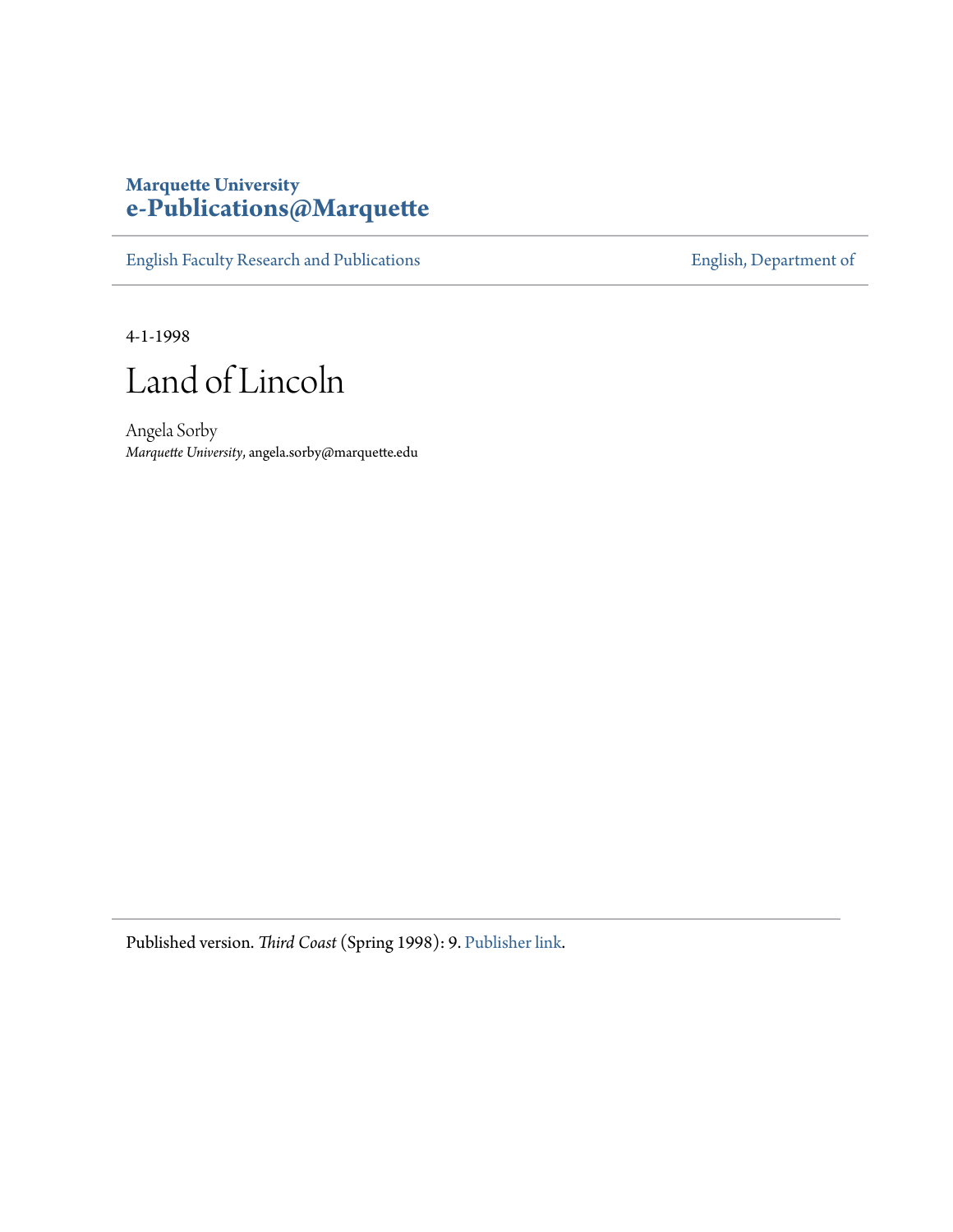Marquette University
**e-Publications@Marquette**

English Faculty Research and Publications | English, Department of

4-1-1998

# Land of Lincoln

Angela Sorby
*Marquette University*, angela.sorby@marquette.edu

Published version. *Third Coast* (Spring 1998): 9. Publisher link.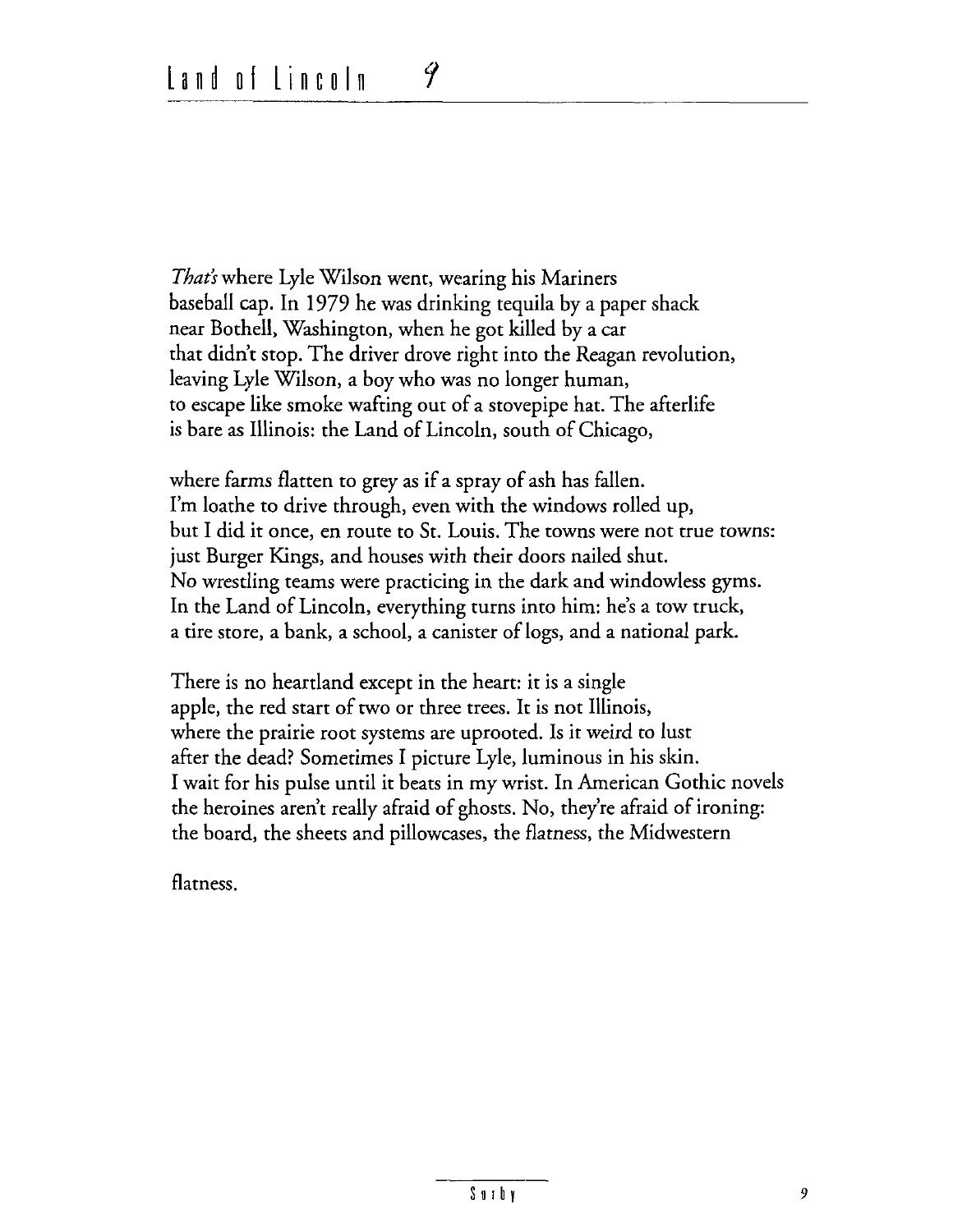# Land of Lincoln

*That's* where Lyle Wilson went, wearing his Mariners
baseball cap. In 1979 he was drinking tequila by a paper shack
near Bothell, Washington, when he got killed by a car
that didn't stop. The driver drove right into the Reagan revolution,
leaving Lyle Wilson, a boy who was no longer human,
to escape like smoke wafting out of a stovepipe hat. The afterlife
is bare as Illinois: the Land of Lincoln, south of Chicago,

where farms flatten to grey as if a spray of ash has fallen.
I'm loathe to drive through, even with the windows rolled up,
but I did it once, en route to St. Louis. The towns were not true towns:
just Burger Kings, and houses with their doors nailed shut.
No wrestling teams were practicing in the dark and windowless gyms.
In the Land of Lincoln, everything turns into him: he's a tow truck,
a tire store, a bank, a school, a canister of logs, and a national park.

There is no heartland except in the heart: it is a single
apple, the red start of two or three trees. It is not Illinois,
where the prairie root systems are uprooted. Is it weird to lust
after the dead? Sometimes I picture Lyle, luminous in his skin.
I wait for his pulse until it beats in my wrist. In American Gothic novels
the heroines aren't really afraid of ghosts. No, they're afraid of ironing:
the board, the sheets and pillowcases, the *flatness*, the Midwestern

flatness.